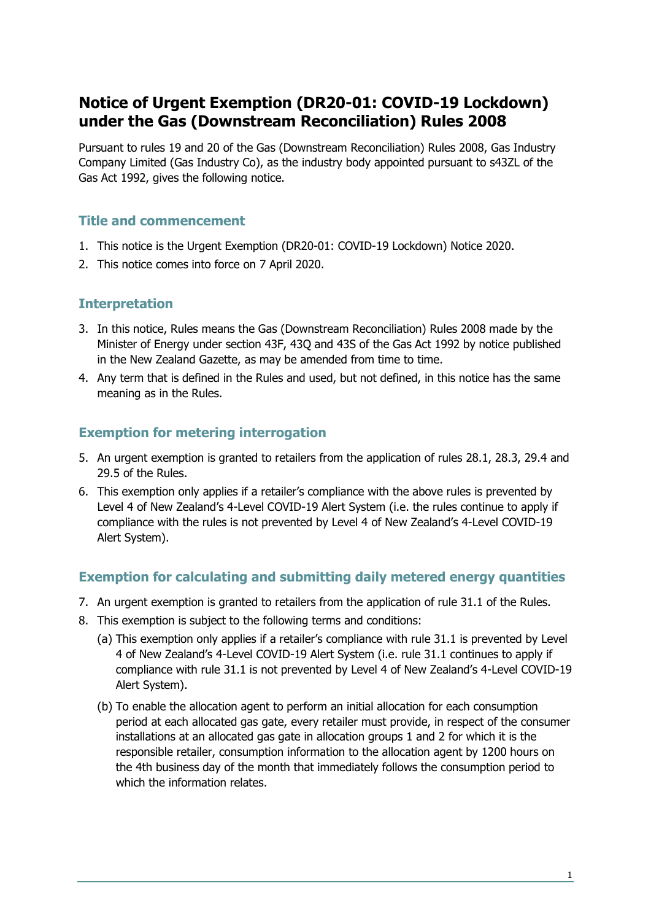# Notice of Urgent Exemption (DR20-01: COVID-19 Lockdown) under the Gas (Downstream Reconciliation) Rules 2008

Pursuant to rules 19 and 20 of the Gas (Downstream Reconciliation) Rules 2008, Gas Industry Company Limited (Gas Industry Co), as the industry body appointed pursuant to s43ZL of the Gas Act 1992, gives the following notice.

## Title and commencement

1. This notice is the Urgent Exemption (DR20-01: COVID-19 Lockdown) Notice 2020.
2. This notice comes into force on 7 April 2020.

## Interpretation

3. In this notice, Rules means the Gas (Downstream Reconciliation) Rules 2008 made by the Minister of Energy under section 43F, 43Q and 43S of the Gas Act 1992 by notice published in the New Zealand Gazette, as may be amended from time to time.
4. Any term that is defined in the Rules and used, but not defined, in this notice has the same meaning as in the Rules.

## Exemption for metering interrogation

5. An urgent exemption is granted to retailers from the application of rules 28.1, 28.3, 29.4 and 29.5 of the Rules.
6. This exemption only applies if a retailer's compliance with the above rules is prevented by Level 4 of New Zealand's 4-Level COVID-19 Alert System (i.e. the rules continue to apply if compliance with the rules is not prevented by Level 4 of New Zealand's 4-Level COVID-19 Alert System).

## Exemption for calculating and submitting daily metered energy quantities

7. An urgent exemption is granted to retailers from the application of rule 31.1 of the Rules.
8. This exemption is subject to the following terms and conditions:
   (a) This exemption only applies if a retailer's compliance with rule 31.1 is prevented by Level 4 of New Zealand's 4-Level COVID-19 Alert System (i.e. rule 31.1 continues to apply if compliance with rule 31.1 is not prevented by Level 4 of New Zealand's 4-Level COVID-19 Alert System).

   (b) To enable the allocation agent to perform an initial allocation for each consumption period at each allocated gas gate, every retailer must provide, in respect of the consumer installations at an allocated gas gate in allocation groups 1 and 2 for which it is the responsible retailer, consumption information to the allocation agent by 1200 hours on the 4th business day of the month that immediately follows the consumption period to which the information relates.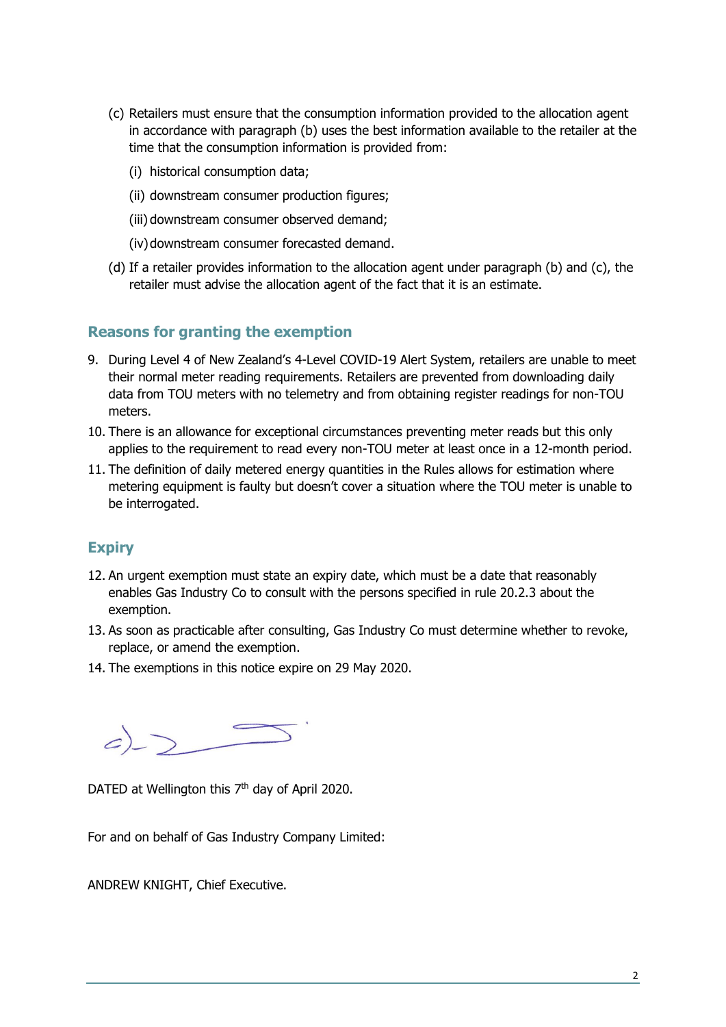(c) Retailers must ensure that the consumption information provided to the allocation agent in accordance with paragraph (b) uses the best information available to the retailer at the time that the consumption information is provided from:

   (i) historical consumption data;

   (ii) downstream consumer production figures;

   (iii) downstream consumer observed demand;

   (iv) downstream consumer forecasted demand.

(d) If a retailer provides information to the allocation agent under paragraph (b) and (c), the retailer must advise the allocation agent of the fact that it is an estimate.

## Reasons for granting the exemption

9. During Level 4 of New Zealand's 4-Level COVID-19 Alert System, retailers are unable to meet their normal meter reading requirements. Retailers are prevented from downloading daily data from TOU meters with no telemetry and from obtaining register readings for non-TOU meters.
10. There is an allowance for exceptional circumstances preventing meter reads but this only applies to the requirement to read every non-TOU meter at least once in a 12-month period.
11. The definition of daily metered energy quantities in the Rules allows for estimation where metering equipment is faulty but doesn't cover a situation where the TOU meter is unable to be interrogated.

## Expiry

12. An urgent exemption must state an expiry date, which must be a date that reasonably enables Gas Industry Co to consult with the persons specified in rule 20.2.3 about the exemption.
13. As soon as practicable after consulting, Gas Industry Co must determine whether to revoke, replace, or amend the exemption.
14. The exemptions in this notice expire on 29 May 2020.

DATED at Wellington this 7th day of April 2020.

For and on behalf of Gas Industry Company Limited:

ANDREW KNIGHT, Chief Executive.